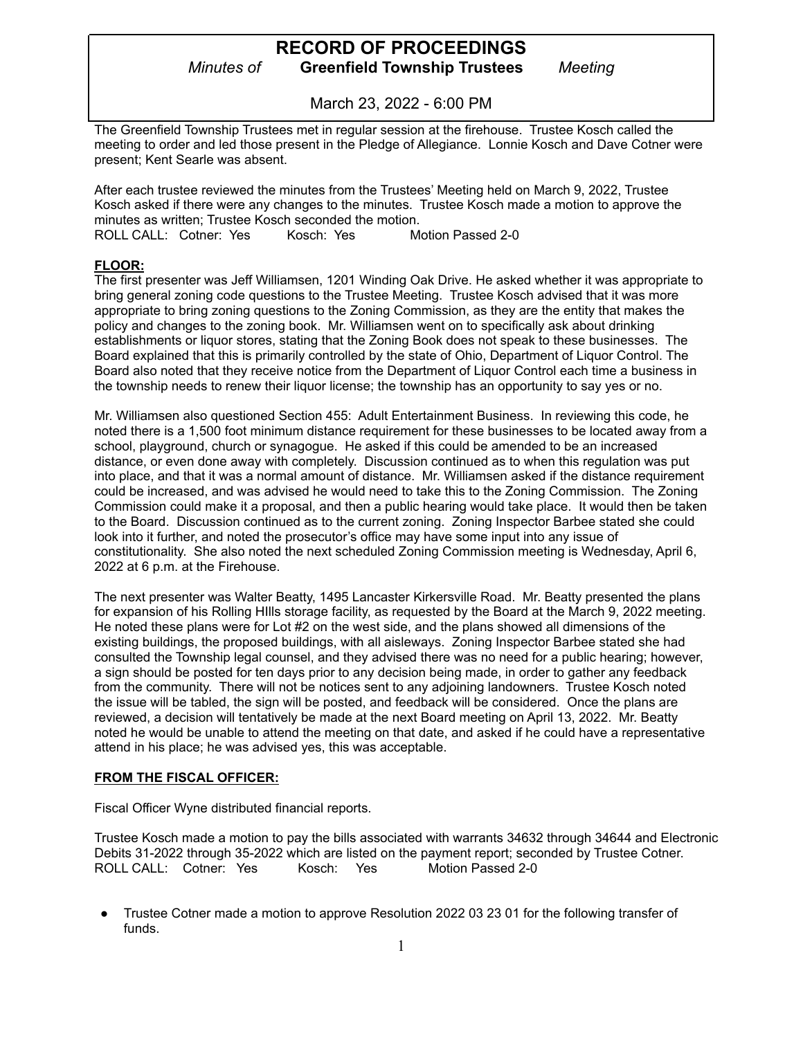# RECORD OF PROCEEDINGS

*Minutes of* **Greenfield Township Trustees** *Meeting*

March 23, 2022 - 6:00 PM

The Greenfield Township Trustees met in regular session at the firehouse. Trustee Kosch called the meeting to order and led those present in the Pledge of Allegiance. Lonnie Kosch and Dave Cotner were present; Kent Searle was absent.

After each trustee reviewed the minutes from the Trustees' Meeting held on March 9, 2022, Trustee Kosch asked if there were any changes to the minutes. Trustee Kosch made a motion to approve the minutes as written; Trustee Kosch seconded the motion.
ROLL CALL: Cotner: Yes Kosch: Yes Motion Passed 2-0

**FLOOR:**

The first presenter was Jeff Williamsen, 1201 Winding Oak Drive. He asked whether it was appropriate to bring general zoning code questions to the Trustee Meeting. Trustee Kosch advised that it was more appropriate to bring zoning questions to the Zoning Commission, as they are the entity that makes the policy and changes to the zoning book. Mr. Williamsen went on to specifically ask about drinking establishments or liquor stores, stating that the Zoning Book does not speak to these businesses. The Board explained that this is primarily controlled by the state of Ohio, Department of Liquor Control. The Board also noted that they receive notice from the Department of Liquor Control each time a business in the township needs to renew their liquor license; the township has an opportunity to say yes or no.

Mr. Williamsen also questioned Section 455: Adult Entertainment Business. In reviewing this code, he noted there is a 1,500 foot minimum distance requirement for these businesses to be located away from a school, playground, church or synagogue. He asked if this could be amended to be an increased distance, or even done away with completely. Discussion continued as to when this regulation was put into place, and that it was a normal amount of distance. Mr. Williamsen asked if the distance requirement could be increased, and was advised he would need to take this to the Zoning Commission. The Zoning Commission could make it a proposal, and then a public hearing would take place. It would then be taken to the Board. Discussion continued as to the current zoning. Zoning Inspector Barbee stated she could look into it further, and noted the prosecutor's office may have some input into any issue of constitutionality. She also noted the next scheduled Zoning Commission meeting is Wednesday, April 6, 2022 at 6 p.m. at the Firehouse.

The next presenter was Walter Beatty, 1495 Lancaster Kirkersville Road. Mr. Beatty presented the plans for expansion of his Rolling HIlls storage facility, as requested by the Board at the March 9, 2022 meeting. He noted these plans were for Lot #2 on the west side, and the plans showed all dimensions of the existing buildings, the proposed buildings, with all aisleways. Zoning Inspector Barbee stated she had consulted the Township legal counsel, and they advised there was no need for a public hearing; however, a sign should be posted for ten days prior to any decision being made, in order to gather any feedback from the community. There will not be notices sent to any adjoining landowners. Trustee Kosch noted the issue will be tabled, the sign will be posted, and feedback will be considered. Once the plans are reviewed, a decision will tentatively be made at the next Board meeting on April 13, 2022. Mr. Beatty noted he would be unable to attend the meeting on that date, and asked if he could have a representative attend in his place; he was advised yes, this was acceptable.

**FROM THE FISCAL OFFICER:**

Fiscal Officer Wyne distributed financial reports.

Trustee Kosch made a motion to pay the bills associated with warrants 34632 through 34644 and Electronic Debits 31-2022 through 35-2022 which are listed on the payment report; seconded by Trustee Cotner.
ROLL CALL: Cotner: Yes Kosch: Yes Motion Passed 2-0

- Trustee Cotner made a motion to approve Resolution 2022 03 23 01 for the following transfer of funds.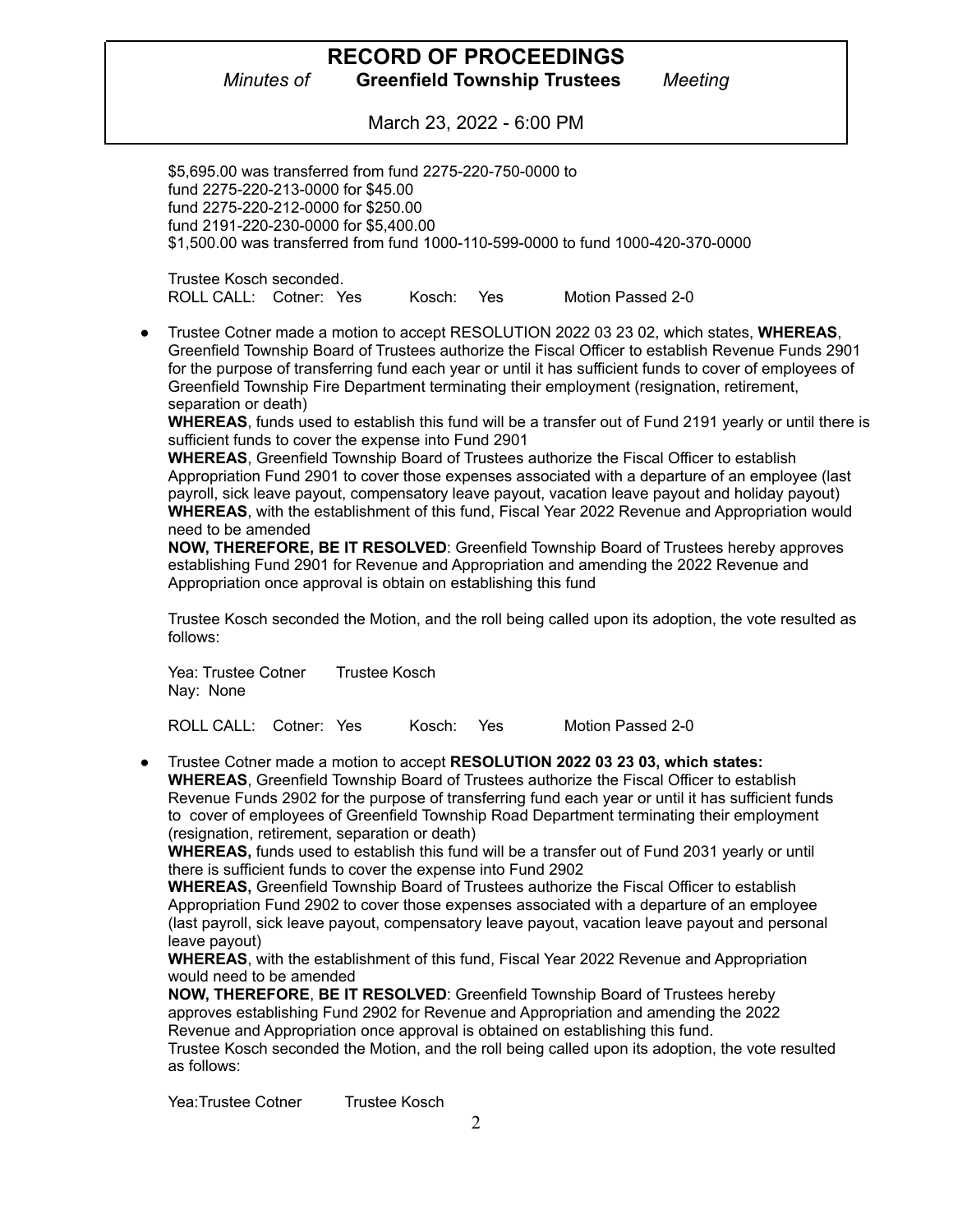$5,695.00 was transferred from fund 2275-220-750-0000 to
fund 2275-220-213-0000 for $45.00
fund 2275-220-212-0000 for $250.00
fund 2191-220-230-0000 for $5,400.00
$1,500.00 was transferred from fund 1000-110-599-0000 to fund 1000-420-370-0000

Trustee Kosch seconded.
ROLL CALL: Cotner: Yes Kosch: Yes Motion Passed 2-0

- Trustee Cotner made a motion to accept RESOLUTION 2022 03 23 02, which states, **WHEREAS**, Greenfield Township Board of Trustees authorize the Fiscal Officer to establish Revenue Funds 2901 for the purpose of transferring fund each year or until it has sufficient funds to cover of employees of Greenfield Township Fire Department terminating their employment (resignation, retirement, separation or death)
  **WHEREAS**, funds used to establish this fund will be a transfer out of Fund 2191 yearly or until there is sufficient funds to cover the expense into Fund 2901
  **WHEREAS**, Greenfield Township Board of Trustees authorize the Fiscal Officer to establish Appropriation Fund 2901 to cover those expenses associated with a departure of an employee (last payroll, sick leave payout, compensatory leave payout, vacation leave payout and holiday payout)
  **WHEREAS**, with the establishment of this fund, Fiscal Year 2022 Revenue and Appropriation would need to be amended
  **NOW, THEREFORE, BE IT RESOLVED**: Greenfield Township Board of Trustees hereby approves establishing Fund 2901 for Revenue and Appropriation and amending the 2022 Revenue and Appropriation once approval is obtain on establishing this fund

  Trustee Kosch seconded the Motion, and the roll being called upon its adoption, the vote resulted as follows:

  Yea: Trustee Cotner Trustee Kosch
  Nay: None

  ROLL CALL: Cotner: Yes Kosch: Yes Motion Passed 2-0

- Trustee Cotner made a motion to accept **RESOLUTION 2022 03 23 03, which states:**
  **WHEREAS**, Greenfield Township Board of Trustees authorize the Fiscal Officer to establish Revenue Funds 2902 for the purpose of transferring fund each year or until it has sufficient funds to cover of employees of Greenfield Township Road Department terminating their employment (resignation, retirement, separation or death)
  **WHEREAS,** funds used to establish this fund will be a transfer out of Fund 2031 yearly or until there is sufficient funds to cover the expense into Fund 2902
  **WHEREAS,** Greenfield Township Board of Trustees authorize the Fiscal Officer to establish Appropriation Fund 2902 to cover those expenses associated with a departure of an employee (last payroll, sick leave payout, compensatory leave payout, vacation leave payout and personal leave payout)
  **WHEREAS**, with the establishment of this fund, Fiscal Year 2022 Revenue and Appropriation would need to be amended
  **NOW, THEREFORE**, **BE IT RESOLVED**: Greenfield Township Board of Trustees hereby approves establishing Fund 2902 for Revenue and Appropriation and amending the 2022 Revenue and Appropriation once approval is obtained on establishing this fund.
  Trustee Kosch seconded the Motion, and the roll being called upon its adoption, the vote resulted as follows:

  Yea:Trustee Cotner Trustee Kosch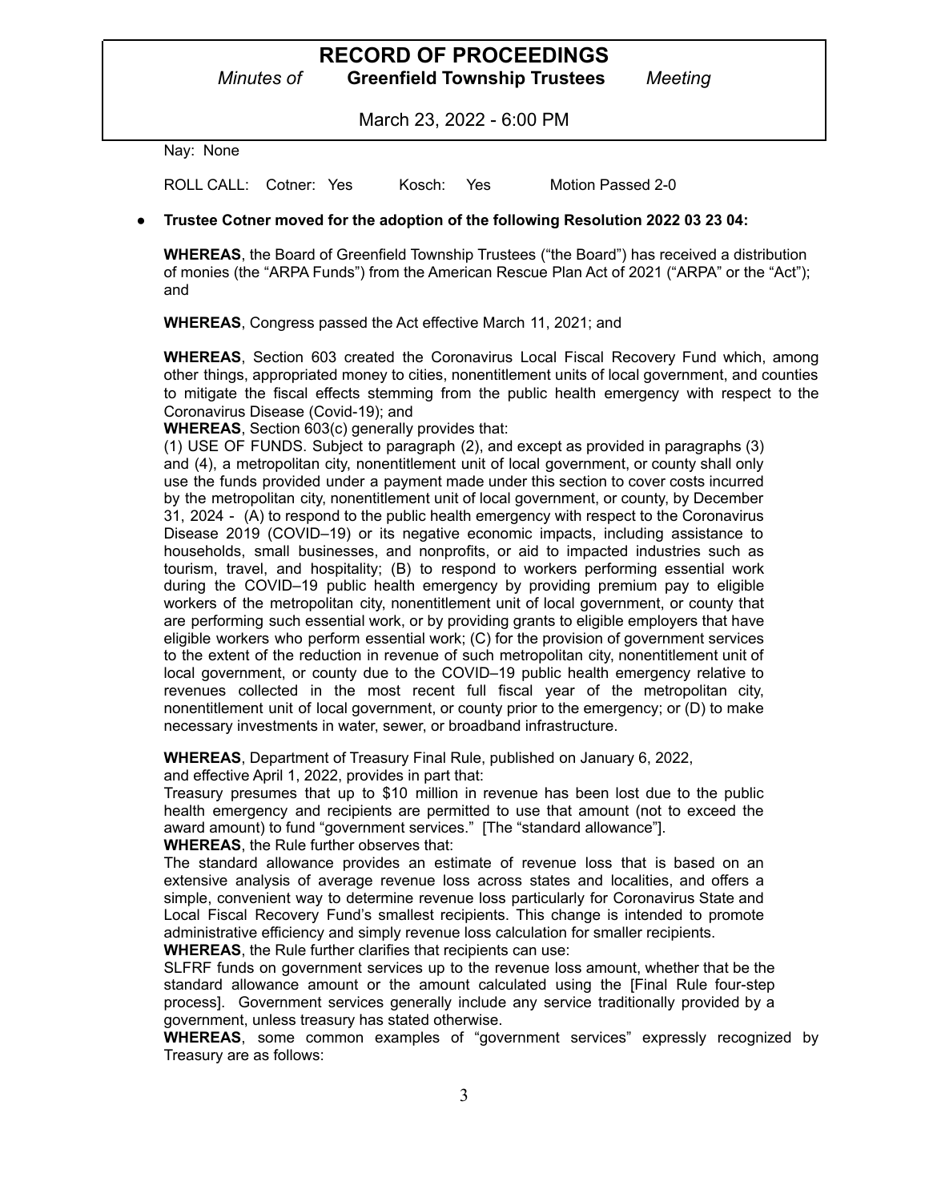Nay: None

ROLL CALL: Cotner: Yes Kosch: Yes Motion Passed 2-0

- **Trustee Cotner moved for the adoption of the following Resolution 2022 03 23 04:**

**WHEREAS**, the Board of Greenfield Township Trustees ("the Board") has received a distribution of monies (the "ARPA Funds") from the American Rescue Plan Act of 2021 ("ARPA" or the "Act"); and

**WHEREAS**, Congress passed the Act effective March 11, 2021; and

**WHEREAS**, Section 603 created the Coronavirus Local Fiscal Recovery Fund which, among other things, appropriated money to cities, nonentitlement units of local government, and counties to mitigate the fiscal effects stemming from the public health emergency with respect to the Coronavirus Disease (Covid-19); and

**WHEREAS**, Section 603(c) generally provides that:

(1) USE OF FUNDS. Subject to paragraph (2), and except as provided in paragraphs (3) and (4), a metropolitan city, nonentitlement unit of local government, or county shall only use the funds provided under a payment made under this section to cover costs incurred by the metropolitan city, nonentitlement unit of local government, or county, by December 31, 2024 - (A) to respond to the public health emergency with respect to the Coronavirus Disease 2019 (COVID–19) or its negative economic impacts, including assistance to households, small businesses, and nonprofits, or aid to impacted industries such as tourism, travel, and hospitality; (B) to respond to workers performing essential work during the COVID–19 public health emergency by providing premium pay to eligible workers of the metropolitan city, nonentitlement unit of local government, or county that are performing such essential work, or by providing grants to eligible employers that have eligible workers who perform essential work; (C) for the provision of government services to the extent of the reduction in revenue of such metropolitan city, nonentitlement unit of local government, or county due to the COVID–19 public health emergency relative to revenues collected in the most recent full fiscal year of the metropolitan city, nonentitlement unit of local government, or county prior to the emergency; or (D) to make necessary investments in water, sewer, or broadband infrastructure.

**WHEREAS**, Department of Treasury Final Rule, published on January 6, 2022, and effective April 1, 2022, provides in part that:

Treasury presumes that up to $10 million in revenue has been lost due to the public health emergency and recipients are permitted to use that amount (not to exceed the award amount) to fund "government services." [The "standard allowance"].

**WHEREAS**, the Rule further observes that:

The standard allowance provides an estimate of revenue loss that is based on an extensive analysis of average revenue loss across states and localities, and offers a simple, convenient way to determine revenue loss particularly for Coronavirus State and Local Fiscal Recovery Fund's smallest recipients. This change is intended to promote administrative efficiency and simply revenue loss calculation for smaller recipients.

**WHEREAS**, the Rule further clarifies that recipients can use:

SLFRF funds on government services up to the revenue loss amount, whether that be the standard allowance amount or the amount calculated using the [Final Rule four-step process]. Government services generally include any service traditionally provided by a government, unless treasury has stated otherwise.

**WHEREAS**, some common examples of "government services" expressly recognized by Treasury are as follows: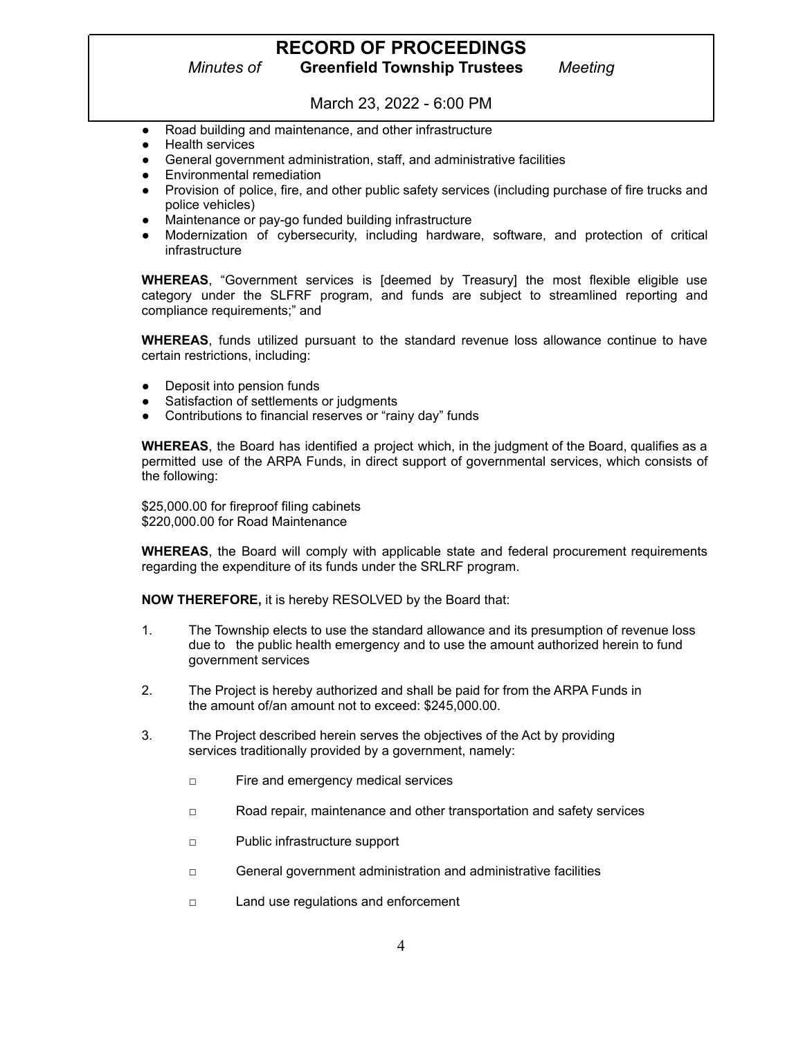- Road building and maintenance, and other infrastructure
- Health services
- General government administration, staff, and administrative facilities
- Environmental remediation
- Provision of police, fire, and other public safety services (including purchase of fire trucks and police vehicles)
- Maintenance or pay-go funded building infrastructure
- Modernization of cybersecurity, including hardware, software, and protection of critical infrastructure

**WHEREAS**, "Government services is [deemed by Treasury] the most flexible eligible use category under the SLFRF program, and funds are subject to streamlined reporting and compliance requirements;" and

**WHEREAS**, funds utilized pursuant to the standard revenue loss allowance continue to have certain restrictions, including:

- Deposit into pension funds
- Satisfaction of settlements or judgments
- Contributions to financial reserves or "rainy day" funds

**WHEREAS**, the Board has identified a project which, in the judgment of the Board, qualifies as a permitted use of the ARPA Funds, in direct support of governmental services, which consists of the following:

$25,000.00 for fireproof filing cabinets
$220,000.00 for Road Maintenance

**WHEREAS**, the Board will comply with applicable state and federal procurement requirements regarding the expenditure of its funds under the SRLRF program.

**NOW THEREFORE,** it is hereby RESOLVED by the Board that:

1. The Township elects to use the standard allowance and its presumption of revenue loss due to the public health emergency and to use the amount authorized herein to fund government services

2. The Project is hereby authorized and shall be paid for from the ARPA Funds in the amount of/an amount not to exceed: $245,000.00.

3. The Project described herein serves the objectives of the Act by providing services traditionally provided by a government, namely:

   □ Fire and emergency medical services

   □ Road repair, maintenance and other transportation and safety services

   □ Public infrastructure support

   □ General government administration and administrative facilities

   □ Land use regulations and enforcement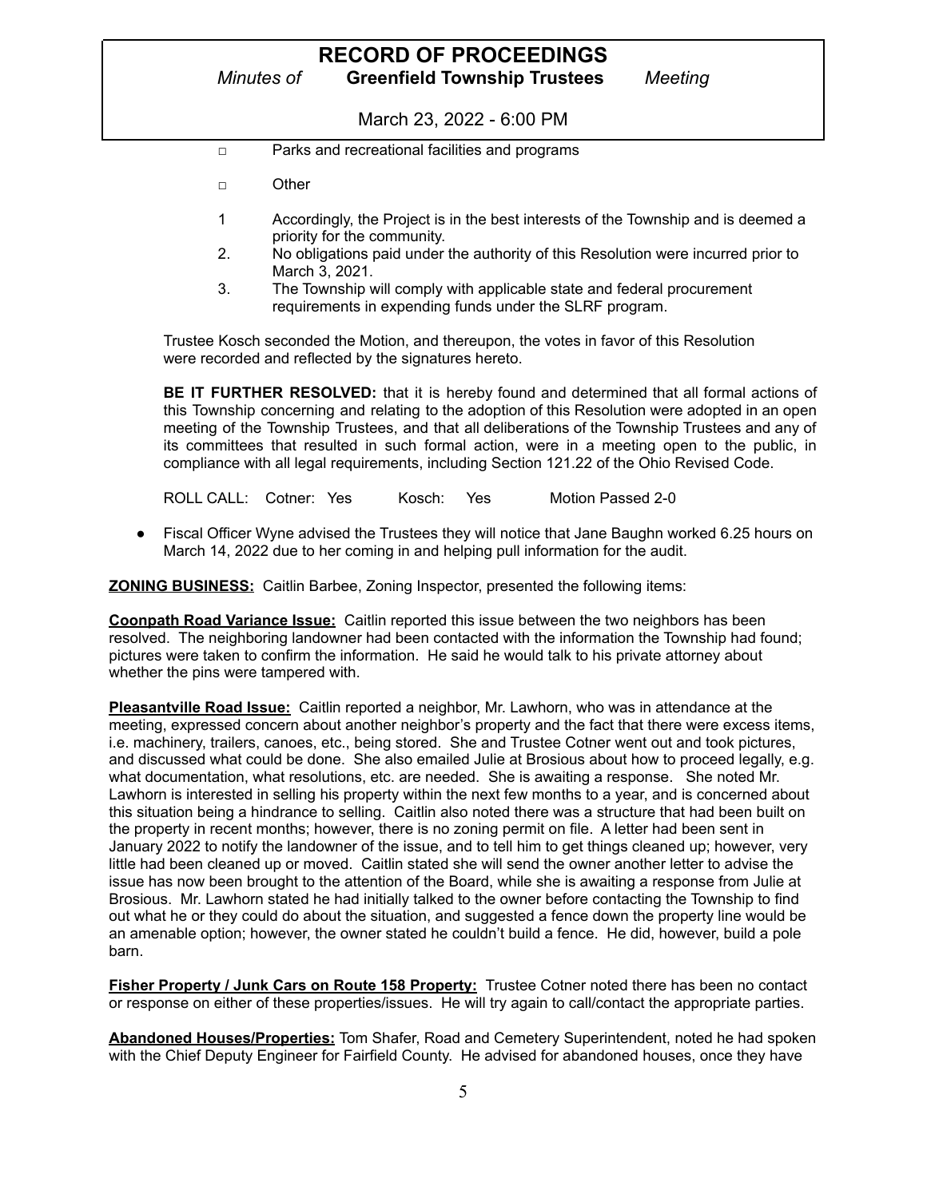- ▢ Parks and recreational facilities and programs

- ▢ Other

1. Accordingly, the Project is in the best interests of the Township and is deemed a priority for the community.
2. No obligations paid under the authority of this Resolution were incurred prior to March 3, 2021.
3. The Township will comply with applicable state and federal procurement requirements in expending funds under the SLRF program.

Trustee Kosch seconded the Motion, and thereupon, the votes in favor of this Resolution were recorded and reflected by the signatures hereto.

**BE IT FURTHER RESOLVED:** that it is hereby found and determined that all formal actions of this Township concerning and relating to the adoption of this Resolution were adopted in an open meeting of the Township Trustees, and that all deliberations of the Township Trustees and any of its committees that resulted in such formal action, were in a meeting open to the public, in compliance with all legal requirements, including Section 121.22 of the Ohio Revised Code.

ROLL CALL: Cotner: Yes Kosch: Yes Motion Passed 2-0

- Fiscal Officer Wyne advised the Trustees they will notice that Jane Baughn worked 6.25 hours on March 14, 2022 due to her coming in and helping pull information for the audit.

**ZONING BUSINESS:** Caitlin Barbee, Zoning Inspector, presented the following items:

**Coonpath Road Variance Issue:** Caitlin reported this issue between the two neighbors has been resolved. The neighboring landowner had been contacted with the information the Township had found; pictures were taken to confirm the information. He said he would talk to his private attorney about whether the pins were tampered with.

**Pleasantville Road Issue:** Caitlin reported a neighbor, Mr. Lawhorn, who was in attendance at the meeting, expressed concern about another neighbor's property and the fact that there were excess items, i.e. machinery, trailers, canoes, etc., being stored. She and Trustee Cotner went out and took pictures, and discussed what could be done. She also emailed Julie at Brosious about how to proceed legally, e.g. what documentation, what resolutions, etc. are needed. She is awaiting a response. She noted Mr. Lawhorn is interested in selling his property within the next few months to a year, and is concerned about this situation being a hindrance to selling. Caitlin also noted there was a structure that had been built on the property in recent months; however, there is no zoning permit on file. A letter had been sent in January 2022 to notify the landowner of the issue, and to tell him to get things cleaned up; however, very little had been cleaned up or moved. Caitlin stated she will send the owner another letter to advise the issue has now been brought to the attention of the Board, while she is awaiting a response from Julie at Brosious. Mr. Lawhorn stated he had initially talked to the owner before contacting the Township to find out what he or they could do about the situation, and suggested a fence down the property line would be an amenable option; however, the owner stated he couldn't build a fence. He did, however, build a pole barn.

**Fisher Property / Junk Cars on Route 158 Property:** Trustee Cotner noted there has been no contact or response on either of these properties/issues. He will try again to call/contact the appropriate parties.

**Abandoned Houses/Properties:** Tom Shafer, Road and Cemetery Superintendent, noted he had spoken with the Chief Deputy Engineer for Fairfield County. He advised for abandoned houses, once they have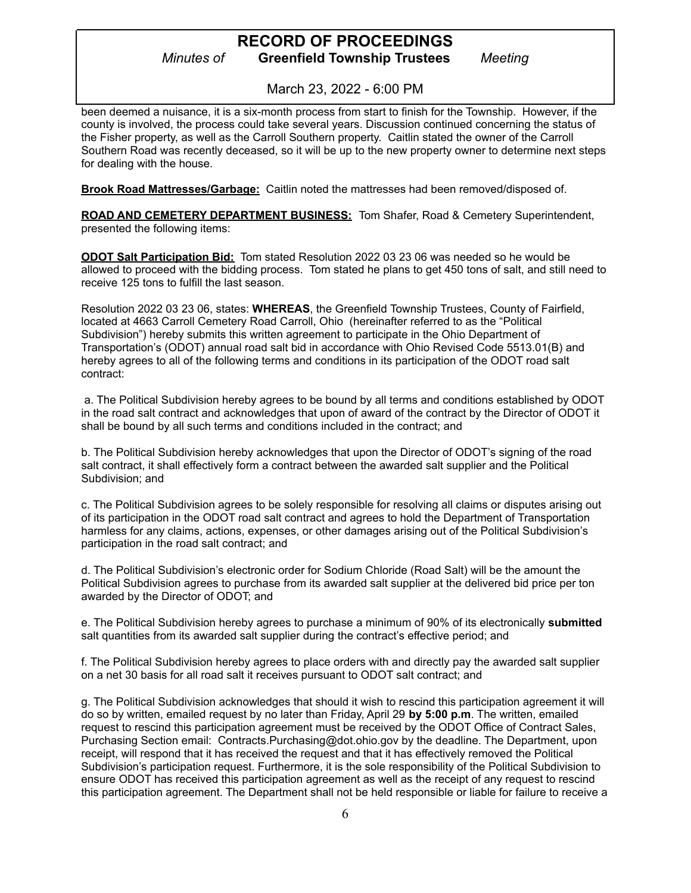been deemed a nuisance, it is a six-month process from start to finish for the Township. However, if the county is involved, the process could take several years. Discussion continued concerning the status of the Fisher property, as well as the Carroll Southern property. Caitlin stated the owner of the Carroll Southern Road was recently deceased, so it will be up to the new property owner to determine next steps for dealing with the house.

**Brook Road Mattresses/Garbage:** Caitlin noted the mattresses had been removed/disposed of.

**ROAD AND CEMETERY DEPARTMENT BUSINESS:** Tom Shafer, Road & Cemetery Superintendent, presented the following items:

**ODOT Salt Participation Bid:** Tom stated Resolution 2022 03 23 06 was needed so he would be allowed to proceed with the bidding process. Tom stated he plans to get 450 tons of salt, and still need to receive 125 tons to fulfill the last season.

Resolution 2022 03 23 06, states: **WHEREAS**, the Greenfield Township Trustees, County of Fairfield, located at 4663 Carroll Cemetery Road Carroll, Ohio (hereinafter referred to as the "Political Subdivision") hereby submits this written agreement to participate in the Ohio Department of Transportation's (ODOT) annual road salt bid in accordance with Ohio Revised Code 5513.01(B) and hereby agrees to all of the following terms and conditions in its participation of the ODOT road salt contract:

a. The Political Subdivision hereby agrees to be bound by all terms and conditions established by ODOT in the road salt contract and acknowledges that upon of award of the contract by the Director of ODOT it shall be bound by all such terms and conditions included in the contract; and

b. The Political Subdivision hereby acknowledges that upon the Director of ODOT's signing of the road salt contract, it shall effectively form a contract between the awarded salt supplier and the Political Subdivision; and

c. The Political Subdivision agrees to be solely responsible for resolving all claims or disputes arising out of its participation in the ODOT road salt contract and agrees to hold the Department of Transportation harmless for any claims, actions, expenses, or other damages arising out of the Political Subdivision's participation in the road salt contract; and

d. The Political Subdivision's electronic order for Sodium Chloride (Road Salt) will be the amount the Political Subdivision agrees to purchase from its awarded salt supplier at the delivered bid price per ton awarded by the Director of ODOT; and

e. The Political Subdivision hereby agrees to purchase a minimum of 90% of its electronically **submitted** salt quantities from its awarded salt supplier during the contract's effective period; and

f. The Political Subdivision hereby agrees to place orders with and directly pay the awarded salt supplier on a net 30 basis for all road salt it receives pursuant to ODOT salt contract; and

g. The Political Subdivision acknowledges that should it wish to rescind this participation agreement it will do so by written, emailed request by no later than Friday, April 29 **by 5:00 p.m**. The written, emailed request to rescind this participation agreement must be received by the ODOT Office of Contract Sales, Purchasing Section email: Contracts.Purchasing@dot.ohio.gov by the deadline. The Department, upon receipt, will respond that it has received the request and that it has effectively removed the Political Subdivision's participation request. Furthermore, it is the sole responsibility of the Political Subdivision to ensure ODOT has received this participation agreement as well as the receipt of any request to rescind this participation agreement. The Department shall not be held responsible or liable for failure to receive a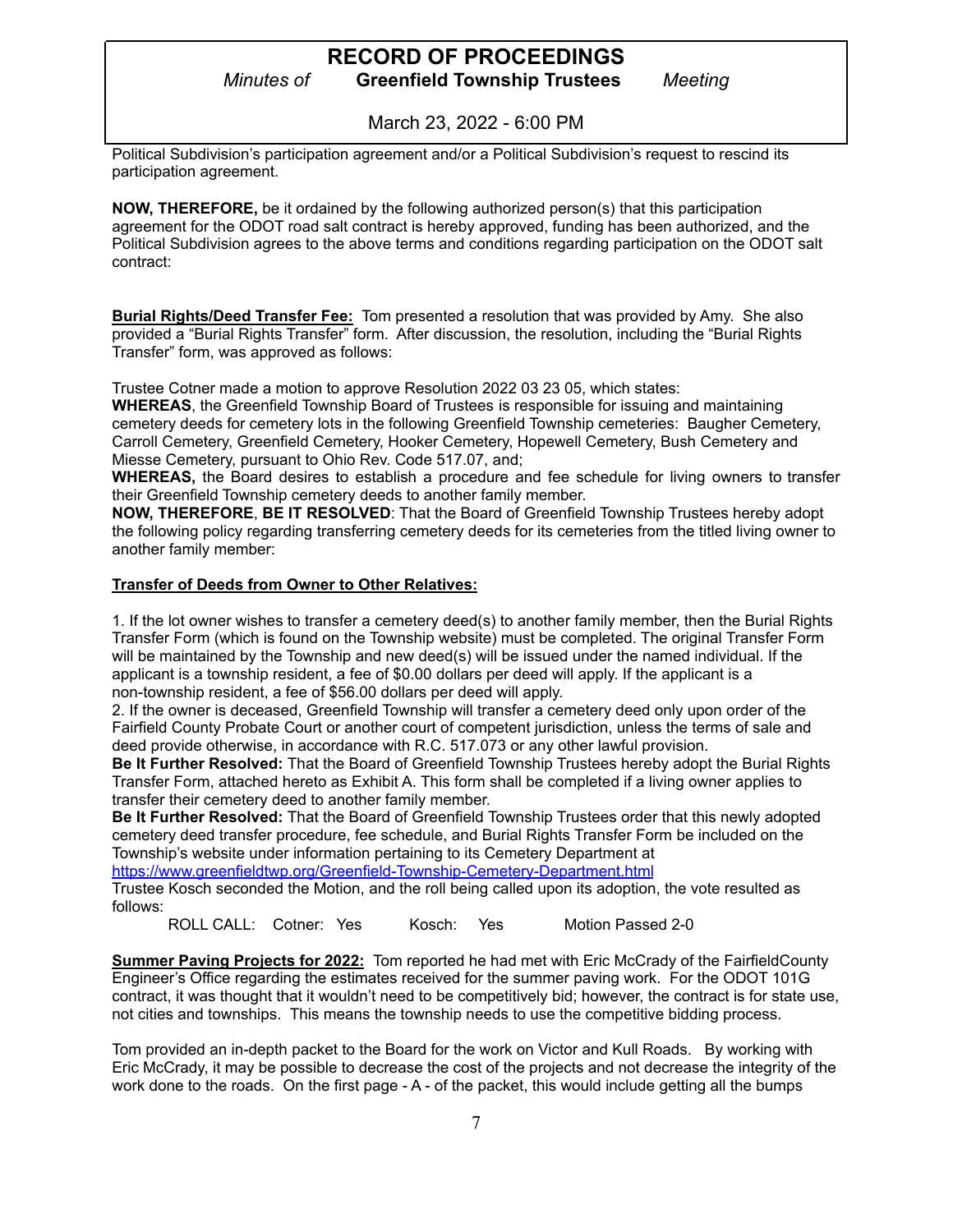Political Subdivision's participation agreement and/or a Political Subdivision's request to rescind its participation agreement.

**NOW, THEREFORE,** be it ordained by the following authorized person(s) that this participation agreement for the ODOT road salt contract is hereby approved, funding has been authorized, and the Political Subdivision agrees to the above terms and conditions regarding participation on the ODOT salt contract:

**Burial Rights/Deed Transfer Fee:** Tom presented a resolution that was provided by Amy. She also provided a "Burial Rights Transfer" form. After discussion, the resolution, including the "Burial Rights Transfer" form, was approved as follows:

Trustee Cotner made a motion to approve Resolution 2022 03 23 05, which states:
**WHEREAS**, the Greenfield Township Board of Trustees is responsible for issuing and maintaining cemetery deeds for cemetery lots in the following Greenfield Township cemeteries: Baugher Cemetery, Carroll Cemetery, Greenfield Cemetery, Hooker Cemetery, Hopewell Cemetery, Bush Cemetery and Miesse Cemetery, pursuant to Ohio Rev. Code 517.07, and;
**WHEREAS,** the Board desires to establish a procedure and fee schedule for living owners to transfer their Greenfield Township cemetery deeds to another family member.
**NOW, THEREFORE**, **BE IT RESOLVED**: That the Board of Greenfield Township Trustees hereby adopt the following policy regarding transferring cemetery deeds for its cemeteries from the titled living owner to another family member:

**Transfer of Deeds from Owner to Other Relatives:**

1. If the lot owner wishes to transfer a cemetery deed(s) to another family member, then the Burial Rights Transfer Form (which is found on the Township website) must be completed. The original Transfer Form will be maintained by the Township and new deed(s) will be issued under the named individual. If the applicant is a township resident, a fee of $0.00 dollars per deed will apply. If the applicant is a non-township resident, a fee of $56.00 dollars per deed will apply.
2. If the owner is deceased, Greenfield Township will transfer a cemetery deed only upon order of the Fairfield County Probate Court or another court of competent jurisdiction, unless the terms of sale and deed provide otherwise, in accordance with R.C. 517.073 or any other lawful provision.

**Be It Further Resolved:** That the Board of Greenfield Township Trustees hereby adopt the Burial Rights Transfer Form, attached hereto as Exhibit A. This form shall be completed if a living owner applies to transfer their cemetery deed to another family member.
**Be It Further Resolved:** That the Board of Greenfield Township Trustees order that this newly adopted cemetery deed transfer procedure, fee schedule, and Burial Rights Transfer Form be included on the Township's website under information pertaining to its Cemetery Department at https://www.greenfieldtwp.org/Greenfield-Township-Cemetery-Department.html
Trustee Kosch seconded the Motion, and the roll being called upon its adoption, the vote resulted as follows:

ROLL CALL: Cotner: Yes Kosch: Yes Motion Passed 2-0

**Summer Paving Projects for 2022:** Tom reported he had met with Eric McCrady of the FairfieldCounty Engineer's Office regarding the estimates received for the summer paving work. For the ODOT 101G contract, it was thought that it wouldn't need to be competitively bid; however, the contract is for state use, not cities and townships. This means the township needs to use the competitive bidding process.

Tom provided an in-depth packet to the Board for the work on Victor and Kull Roads. By working with Eric McCrady, it may be possible to decrease the cost of the projects and not decrease the integrity of the work done to the roads. On the first page - A - of the packet, this would include getting all the bumps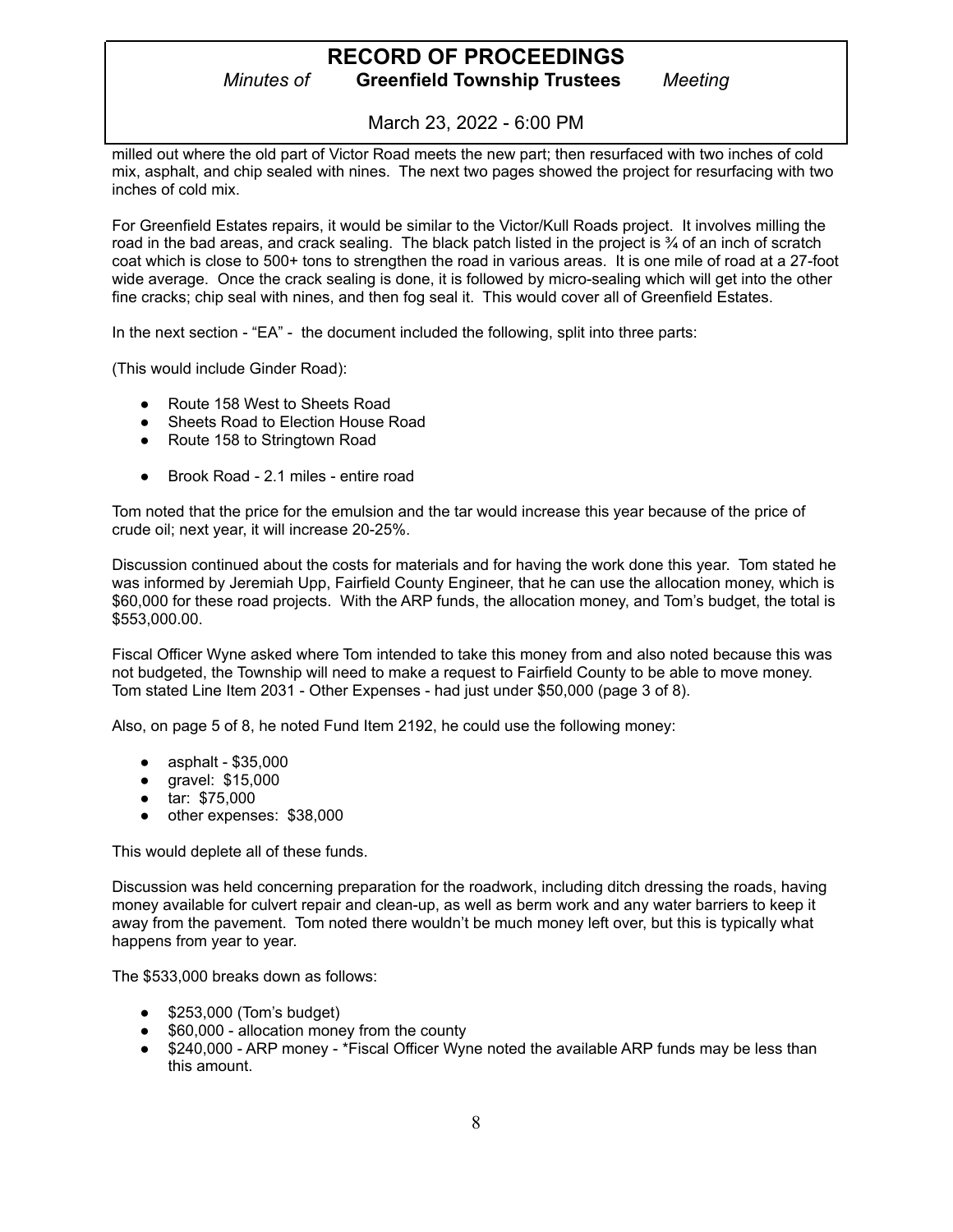milled out where the old part of Victor Road meets the new part; then resurfaced with two inches of cold mix, asphalt, and chip sealed with nines. The next two pages showed the project for resurfacing with two inches of cold mix.

For Greenfield Estates repairs, it would be similar to the Victor/Kull Roads project. It involves milling the road in the bad areas, and crack sealing. The black patch listed in the project is ¾ of an inch of scratch coat which is close to 500+ tons to strengthen the road in various areas. It is one mile of road at a 27-foot wide average. Once the crack sealing is done, it is followed by micro-sealing which will get into the other fine cracks; chip seal with nines, and then fog seal it. This would cover all of Greenfield Estates.

In the next section - "EA" - the document included the following, split into three parts:

(This would include Ginder Road):

- Route 158 West to Sheets Road
- Sheets Road to Election House Road
- Route 158 to Stringtown Road

- Brook Road - 2.1 miles - entire road

Tom noted that the price for the emulsion and the tar would increase this year because of the price of crude oil; next year, it will increase 20-25%.

Discussion continued about the costs for materials and for having the work done this year. Tom stated he was informed by Jeremiah Upp, Fairfield County Engineer, that he can use the allocation money, which is $60,000 for these road projects. With the ARP funds, the allocation money, and Tom's budget, the total is $553,000.00.

Fiscal Officer Wyne asked where Tom intended to take this money from and also noted because this was not budgeted, the Township will need to make a request to Fairfield County to be able to move money. Tom stated Line Item 2031 - Other Expenses - had just under $50,000 (page 3 of 8).

Also, on page 5 of 8, he noted Fund Item 2192, he could use the following money:

- asphalt - $35,000
- gravel: $15,000
- tar: $75,000
- other expenses: $38,000

This would deplete all of these funds.

Discussion was held concerning preparation for the roadwork, including ditch dressing the roads, having money available for culvert repair and clean-up, as well as berm work and any water barriers to keep it away from the pavement. Tom noted there wouldn't be much money left over, but this is typically what happens from year to year.

The $533,000 breaks down as follows:

- $253,000 (Tom's budget)
- $60,000 - allocation money from the county
- $240,000 - ARP money - *Fiscal Officer Wyne noted the available ARP funds may be less than this amount.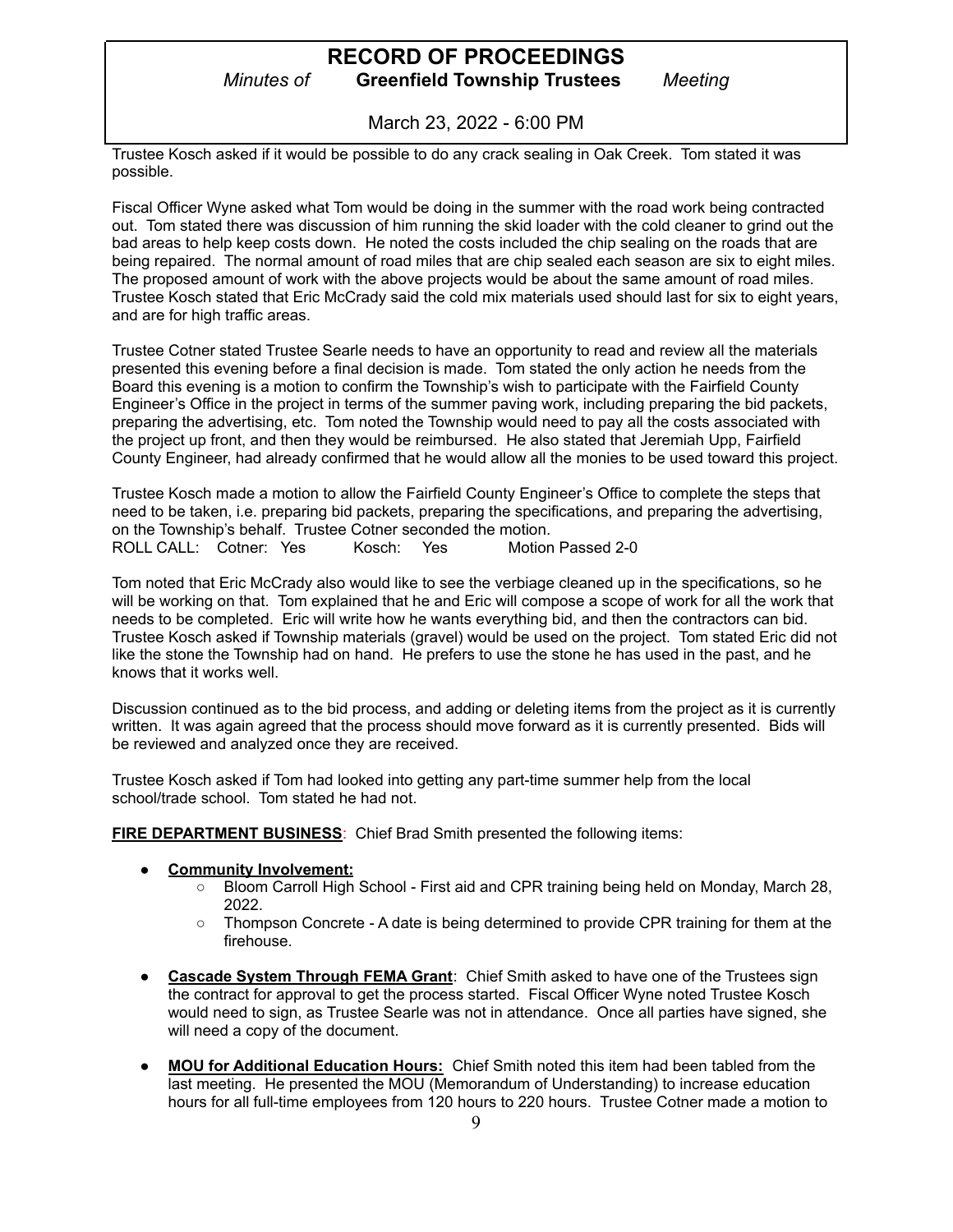Trustee Kosch asked if it would be possible to do any crack sealing in Oak Creek. Tom stated it was possible.

Fiscal Officer Wyne asked what Tom would be doing in the summer with the road work being contracted out. Tom stated there was discussion of him running the skid loader with the cold cleaner to grind out the bad areas to help keep costs down. He noted the costs included the chip sealing on the roads that are being repaired. The normal amount of road miles that are chip sealed each season are six to eight miles. The proposed amount of work with the above projects would be about the same amount of road miles. Trustee Kosch stated that Eric McCrady said the cold mix materials used should last for six to eight years, and are for high traffic areas.

Trustee Cotner stated Trustee Searle needs to have an opportunity to read and review all the materials presented this evening before a final decision is made. Tom stated the only action he needs from the Board this evening is a motion to confirm the Township's wish to participate with the Fairfield County Engineer's Office in the project in terms of the summer paving work, including preparing the bid packets, preparing the advertising, etc. Tom noted the Township would need to pay all the costs associated with the project up front, and then they would be reimbursed. He also stated that Jeremiah Upp, Fairfield County Engineer, had already confirmed that he would allow all the monies to be used toward this project.

Trustee Kosch made a motion to allow the Fairfield County Engineer's Office to complete the steps that need to be taken, i.e. preparing bid packets, preparing the specifications, and preparing the advertising, on the Township's behalf. Trustee Cotner seconded the motion.
ROLL CALL: Cotner: Yes Kosch: Yes Motion Passed 2-0

Tom noted that Eric McCrady also would like to see the verbiage cleaned up in the specifications, so he will be working on that. Tom explained that he and Eric will compose a scope of work for all the work that needs to be completed. Eric will write how he wants everything bid, and then the contractors can bid. Trustee Kosch asked if Township materials (gravel) would be used on the project. Tom stated Eric did not like the stone the Township had on hand. He prefers to use the stone he has used in the past, and he knows that it works well.

Discussion continued as to the bid process, and adding or deleting items from the project as it is currently written. It was again agreed that the process should move forward as it is currently presented. Bids will be reviewed and analyzed once they are received.

Trustee Kosch asked if Tom had looked into getting any part-time summer help from the local school/trade school. Tom stated he had not.

**FIRE DEPARTMENT BUSINESS**: Chief Brad Smith presented the following items:

- **Community Involvement:**
  - Bloom Carroll High School - First aid and CPR training being held on Monday, March 28, 2022.
  - Thompson Concrete - A date is being determined to provide CPR training for them at the firehouse.
- **Cascade System Through FEMA Grant**: Chief Smith asked to have one of the Trustees sign the contract for approval to get the process started. Fiscal Officer Wyne noted Trustee Kosch would need to sign, as Trustee Searle was not in attendance. Once all parties have signed, she will need a copy of the document.
- **MOU for Additional Education Hours:** Chief Smith noted this item had been tabled from the last meeting. He presented the MOU (Memorandum of Understanding) to increase education hours for all full-time employees from 120 hours to 220 hours. Trustee Cotner made a motion to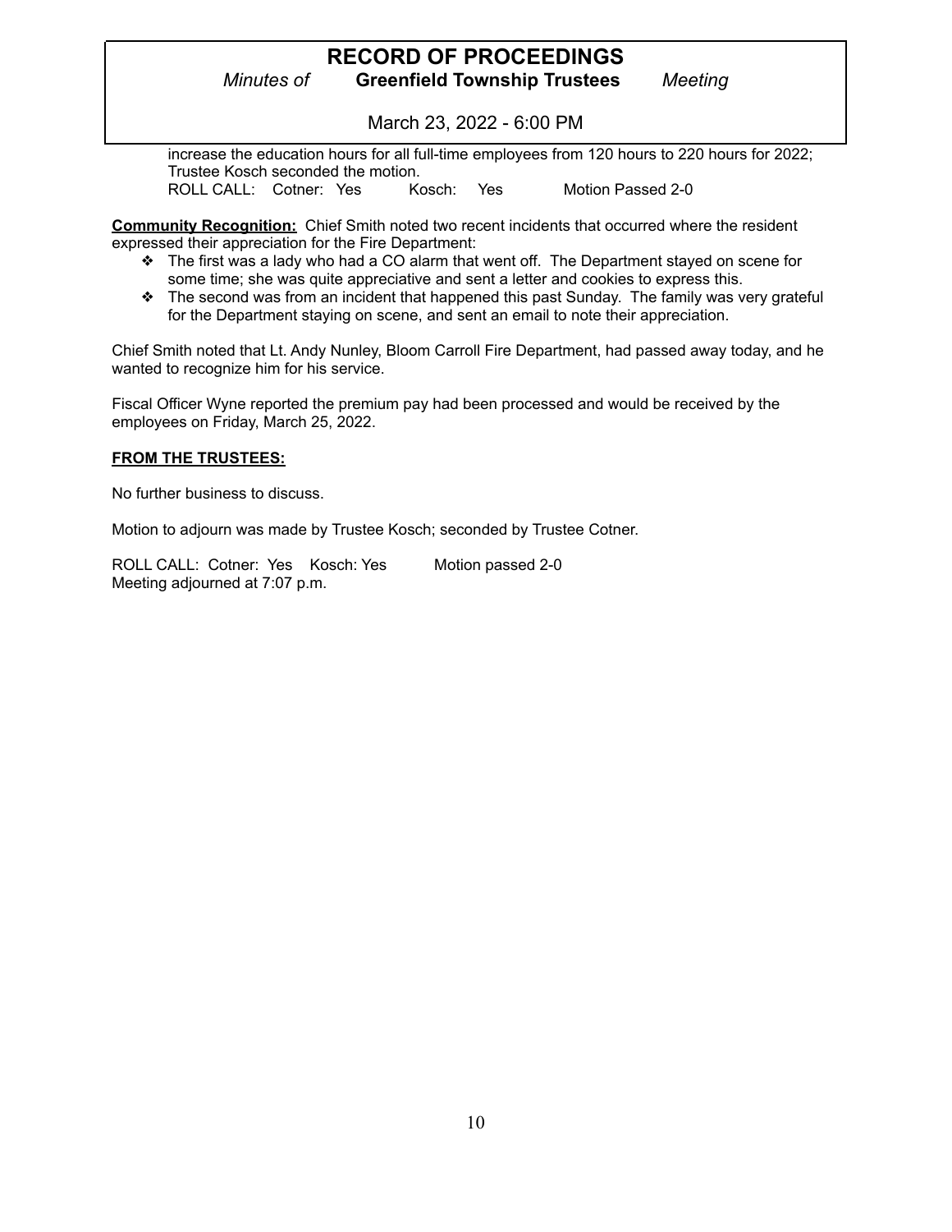increase the education hours for all full-time employees from 120 hours to 220 hours for 2022; Trustee Kosch seconded the motion.
ROLL CALL: Cotner: Yes Kosch: Yes Motion Passed 2-0

**Community Recognition:** Chief Smith noted two recent incidents that occurred where the resident expressed their appreciation for the Fire Department:

- The first was a lady who had a CO alarm that went off. The Department stayed on scene for some time; she was quite appreciative and sent a letter and cookies to express this.
- The second was from an incident that happened this past Sunday. The family was very grateful for the Department staying on scene, and sent an email to note their appreciation.

Chief Smith noted that Lt. Andy Nunley, Bloom Carroll Fire Department, had passed away today, and he wanted to recognize him for his service.

Fiscal Officer Wyne reported the premium pay had been processed and would be received by the employees on Friday, March 25, 2022.

**FROM THE TRUSTEES:**

No further business to discuss.

Motion to adjourn was made by Trustee Kosch; seconded by Trustee Cotner.

ROLL CALL: Cotner: Yes Kosch: Yes Motion passed 2-0
Meeting adjourned at 7:07 p.m.